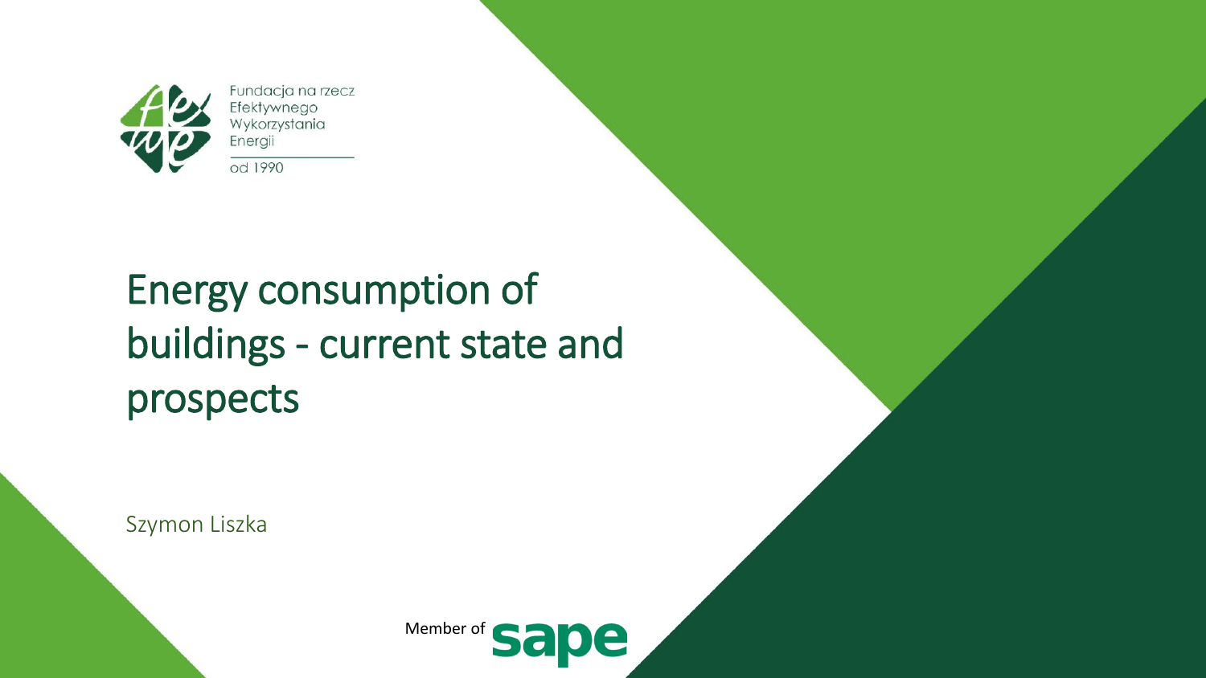Fundacja na rzecz Efektywnego Wykorzystania Energii

od 1990

# Energy consumption of buildings - current state and prospects

Szymon Liszka

Member of sape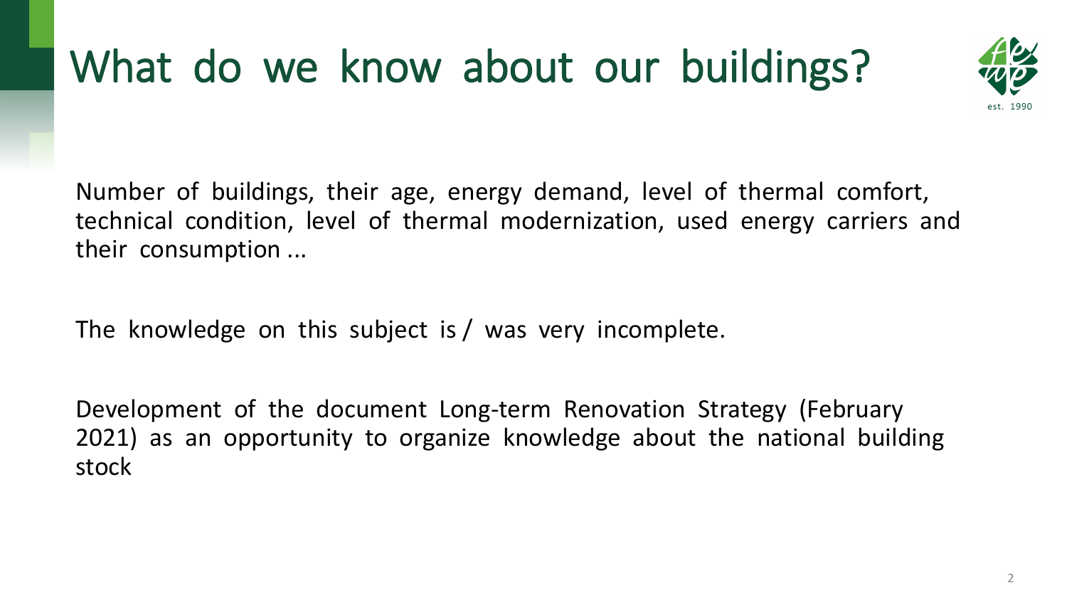# What do we know about our buildings?

Number of buildings, their age, energy demand, level of thermal comfort, technical condition, level of thermal modernization, used energy carriers and their consumption ...

The knowledge on this subject is / was very incomplete.

Development of the document Long-term Renovation Strategy (February 2021) as an opportunity to organize knowledge about the national building stock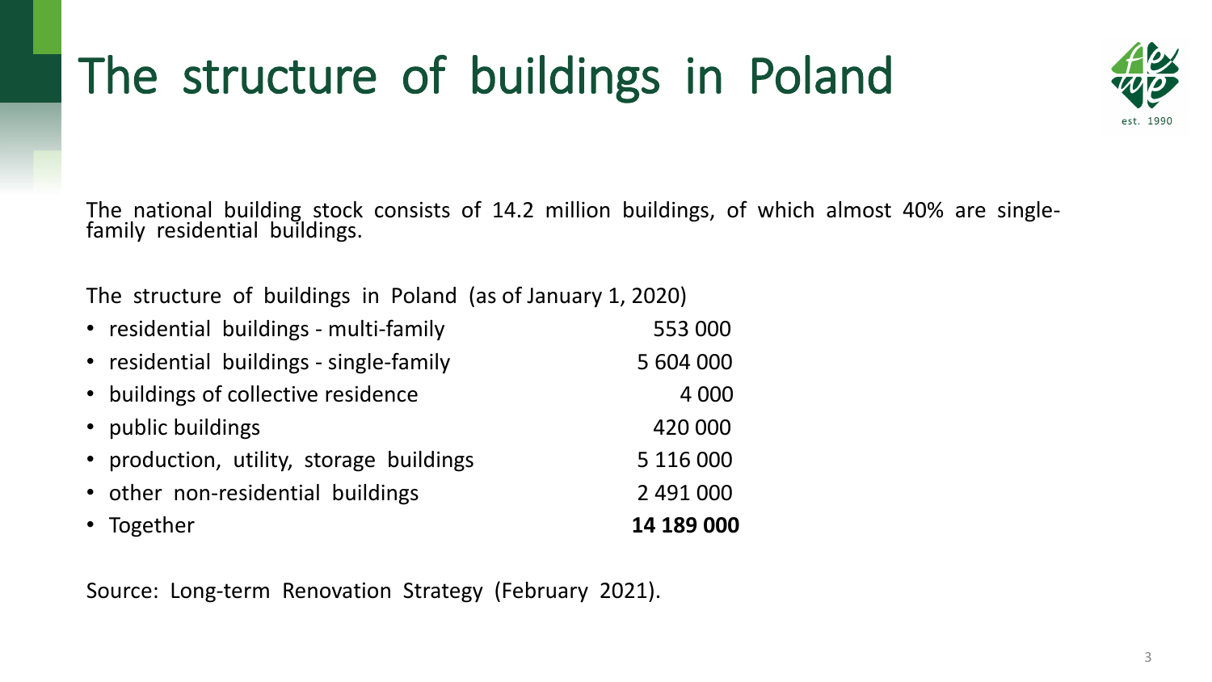# The structure of buildings in Poland

The national building stock consists of 14.2 million buildings, of which almost 40% are single-family residential buildings.

The structure of buildings in Poland (as of January 1, 2020)

- residential buildings - multi-family 553 000
- residential buildings - single-family 5 604 000
- buildings of collective residence 4 000
- public buildings 420 000
- production, utility, storage buildings 5 116 000
- other non-residential buildings 2 491 000
- Together **14 189 000**

Source: Long-term Renovation Strategy (February 2021).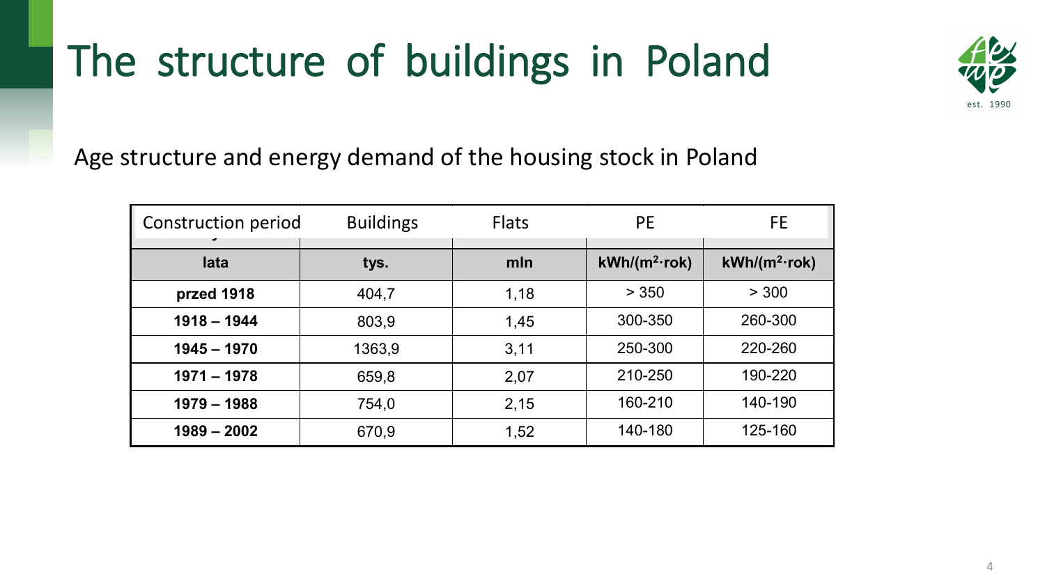# The structure of buildings in Poland

Age structure and energy demand of the housing stock in Poland

| Construction period | Buildings | Flats | PE | FE |
|---|---|---|---|---|
| **lata** | **tys.** | **mln** | **kWh/(m$^2$·rok)** | **kWh/(m$^2$·rok)** |
| **przed 1918** | 404,7 | 1,18 | > 350 | > 300 |
| **1918 – 1944** | 803,9 | 1,45 | 300-350 | 260-300 |
| **1945 – 1970** | 1363,9 | 3,11 | 250-300 | 220-260 |
| **1971 – 1978** | 659,8 | 2,07 | 210-250 | 190-220 |
| **1979 – 1988** | 754,0 | 2,15 | 160-210 | 140-190 |
| **1989 – 2002** | 670,9 | 1,52 | 140-180 | 125-160 |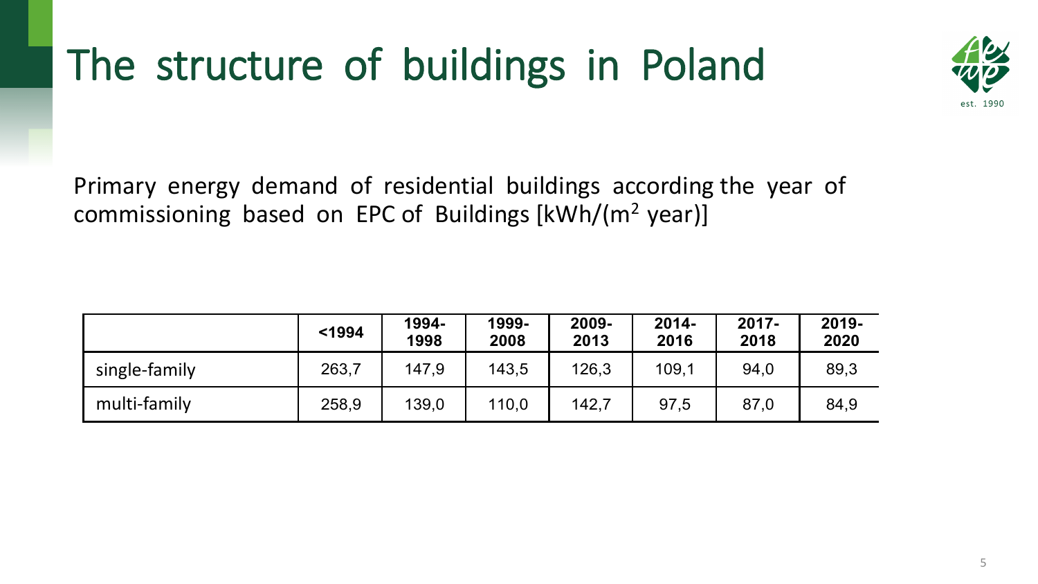# The structure of buildings in Poland

Primary energy demand of residential buildings according the year of commissioning based on EPC of Buildings [kWh/(m$^2$ year)]

| | <1994 | 1994-1998 | 1999-2008 | 2009-2013 | 2014-2016 | 2017-2018 | 2019-2020 |
|---|---|---|---|---|---|---|---|
| single-family | 263,7 | 147,9 | 143,5 | 126,3 | 109,1 | 94,0 | 89,3 |
| multi-family | 258,9 | 139,0 | 110,0 | 142,7 | 97,5 | 87,0 | 84,9 |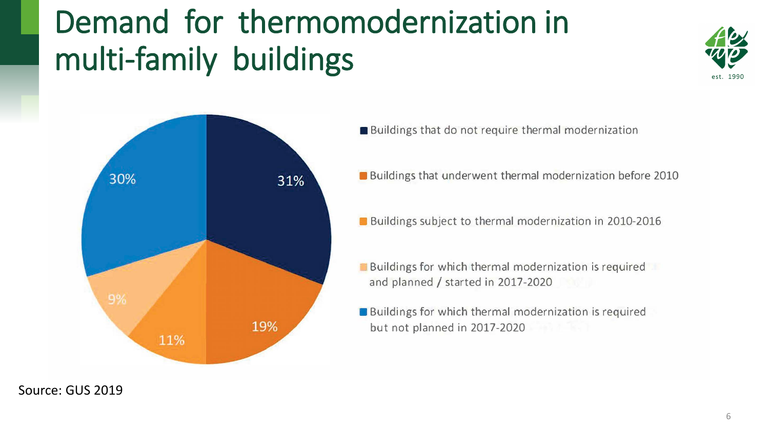# Demand for thermomodernization in multi-family buildings

| Category | Share |
| --- | --- |
| Buildings that do not require thermal modernization | 31% |
| Buildings that underwent thermal modernization before 2010 | 19% |
| Buildings subject to thermal modernization in 2010-2016 | 11% |
| Buildings for which thermal modernization is required and planned / started in 2017-2020 | 9% |
| Buildings for which thermal modernization is required but not planned in 2017-2020 | 30% |

Source: GUS 2019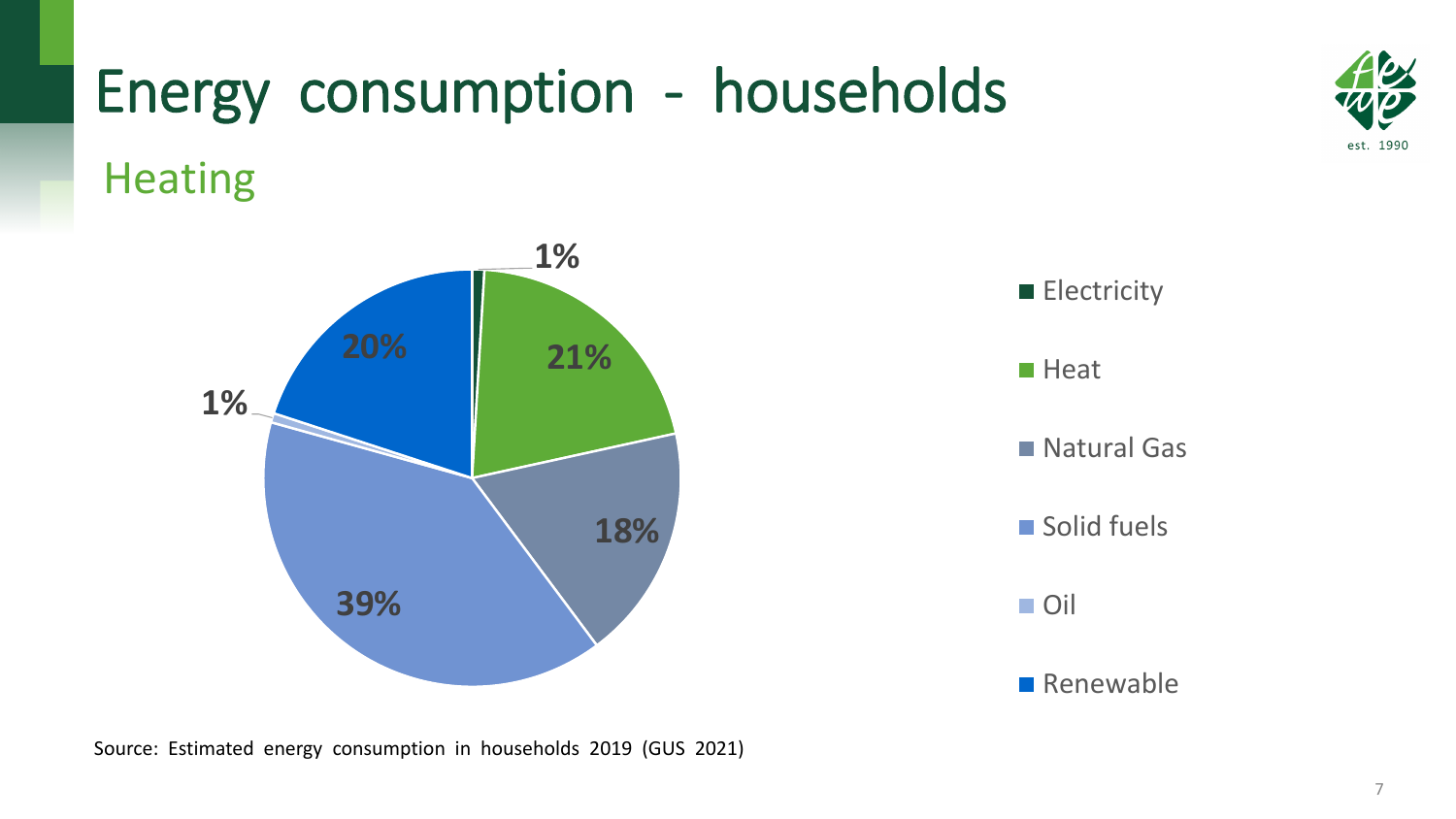# Energy consumption - households

## Heating

| Source | Share |
| --- | --- |
| Electricity | 1% |
| Heat | 21% |
| Natural Gas | 18% |
| Solid fuels | 39% |
| Oil | 1% |
| Renewable | 20% |

Source: Estimated energy consumption in households 2019 (GUS 2021)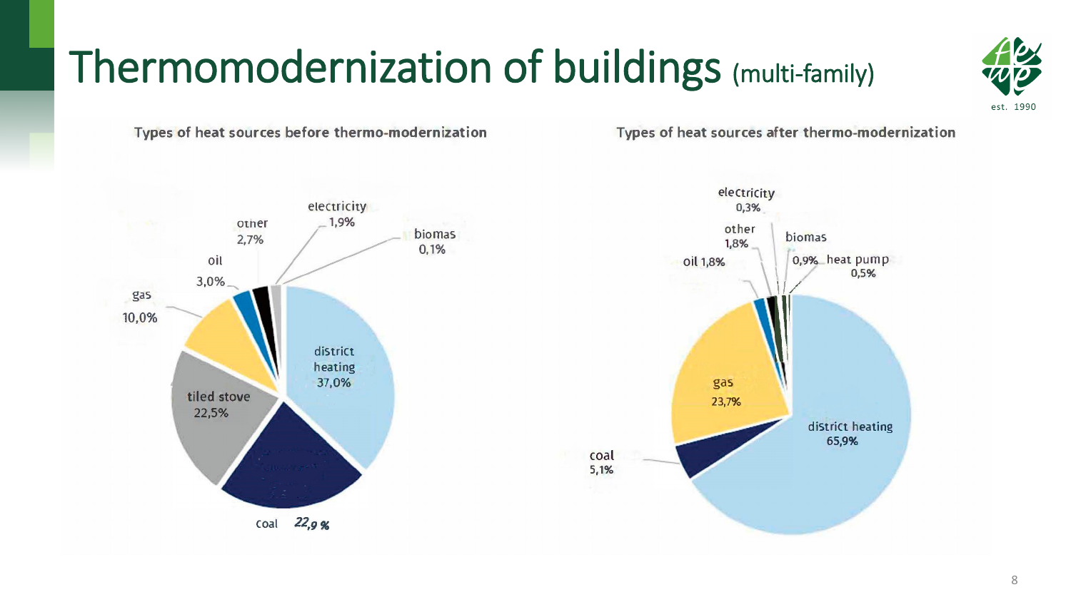# Thermomodernization of buildings (multi-family)

### Types of heat sources before thermo-modernization

| Heat source | Share |
| --- | --- |
| district heating | 37,0% |
| coal | 22,9 % |
| tiled stove | 22,5% |
| gas | 10,0% |
| oil | 3,0% |
| other | 2,7% |
| electricity | 1,9% |
| biomas | 0,1% |

### Types of heat sources after thermo-modernization

| Heat source | Share |
| --- | --- |
| district heating | 65,9% |
| gas | 23,7% |
| coal | 5,1% |
| oil | 1,8% |
| other | 1,8% |
| biomas | 0,9% |
| heat pump | 0,5% |
| electricity | 0,3% |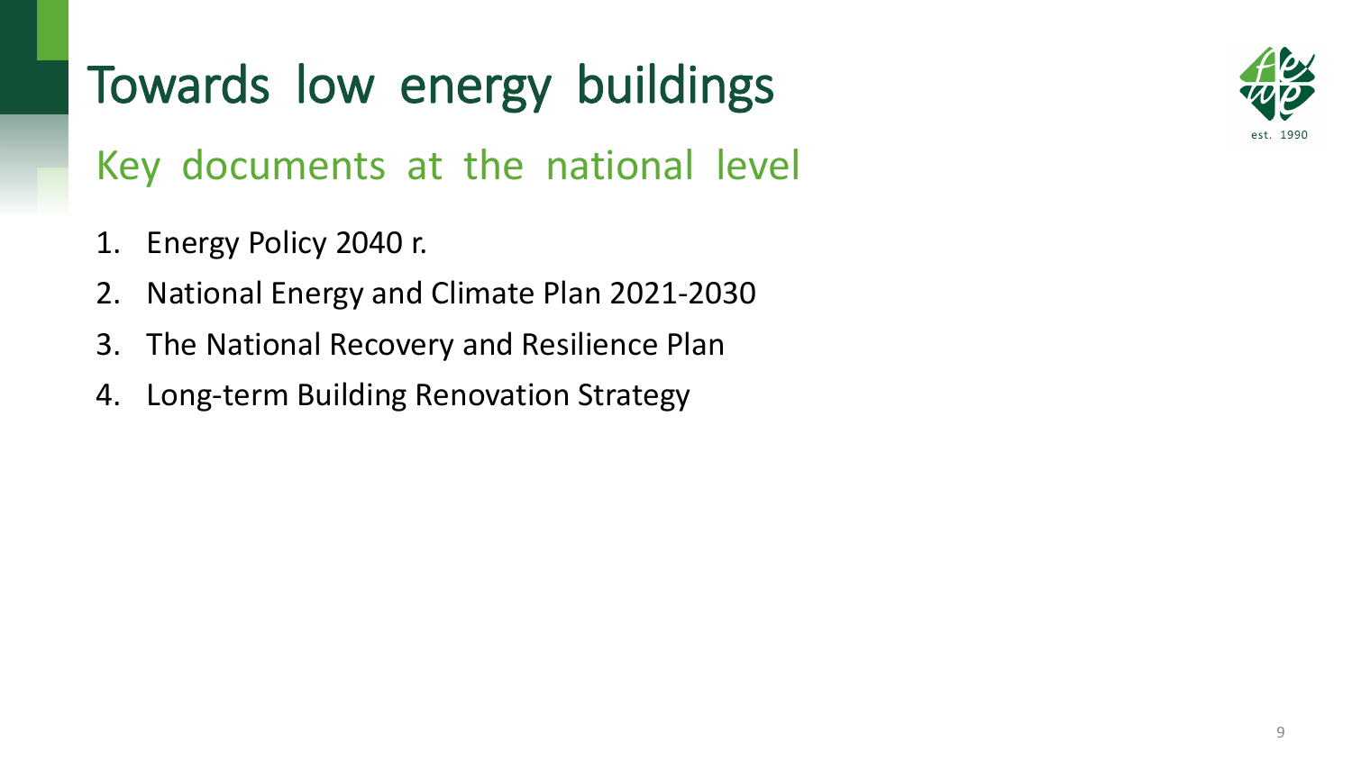# Towards low energy buildings

## Key documents at the national level

1. Energy Policy 2040 r.
2. National Energy and Climate Plan 2021-2030
3. The National Recovery and Resilience Plan
4. Long-term Building Renovation Strategy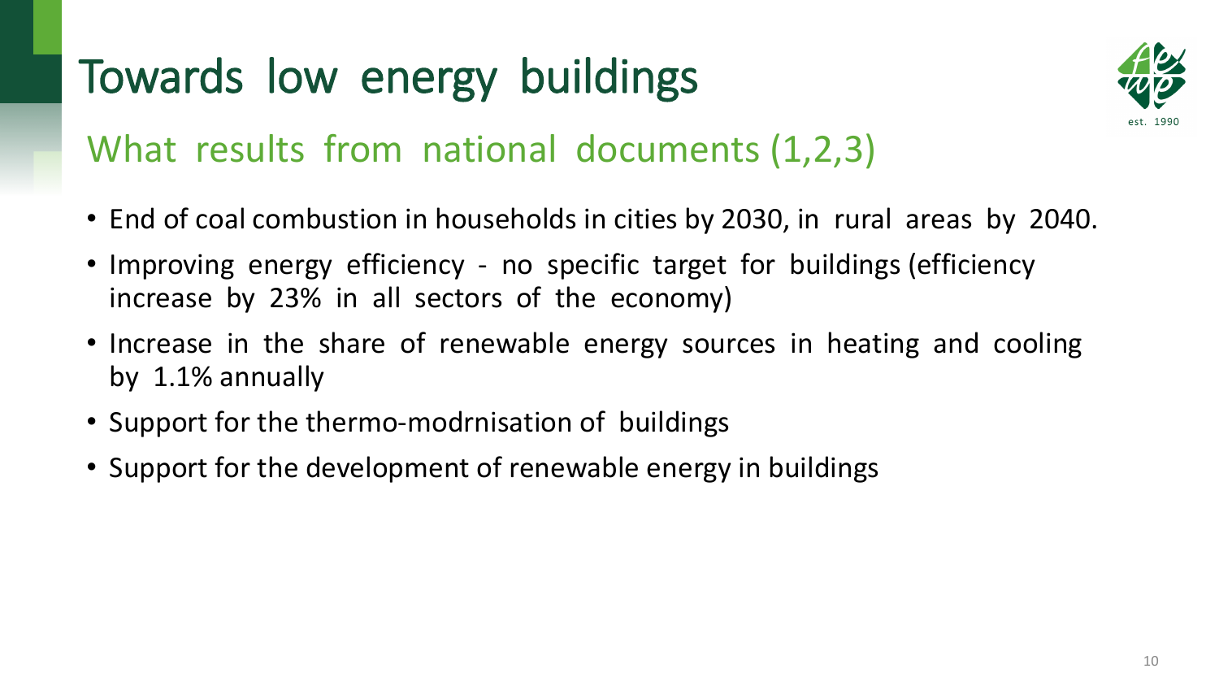# Towards low energy buildings

## What results from national documents (1,2,3)

- End of coal combustion in households in cities by 2030, in rural areas by 2040.
- Improving energy efficiency - no specific target for buildings (efficiency increase by 23% in all sectors of the economy)
- Increase in the share of renewable energy sources in heating and cooling by 1.1% annually
- Support for the thermo-modrnisation of buildings
- Support for the development of renewable energy in buildings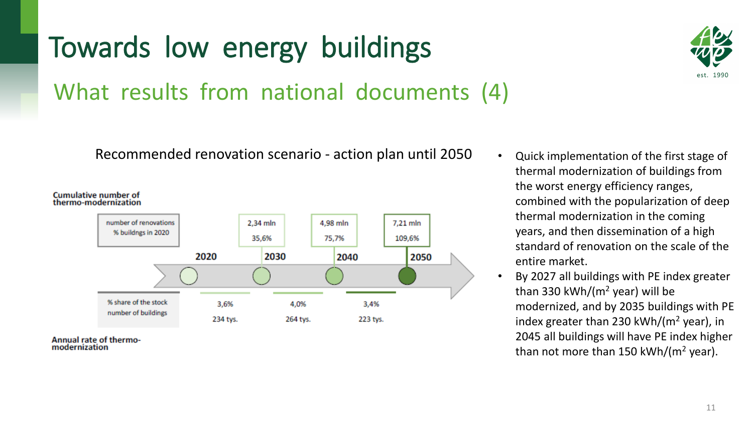# Towards low energy buildings

## What results from national documents (4)

Recommended renovation scenario - action plan until 2050

**Cumulative number of thermo-modernization**

| number of renovations / % buildngs in 2020 | 2020 | 2030 | 2040 | 2050 |
| --- | --- | --- | --- | --- |
| number of renovations | | 2,34 mln | 4,98 mln | 7,21 mln |
| % buildngs in 2020 | | 35,6% | 75,7% | 109,6% |

**Annual rate of thermo-modernization**

| | 2020–2030 | 2030–2040 | 2040–2050 |
| --- | --- | --- | --- |
| % share of the stock | 3,6% | 4,0% | 3,4% |
| number of buildings | 234 tys. | 264 tys. | 223 tys. |

- Quick implementation of the first stage of thermal modernization of buildings from the worst energy efficiency ranges, combined with the popularization of deep thermal modernization in the coming years, and then dissemination of a high standard of renovation on the scale of the entire market.
- By 2027 all buildings with PE index greater than 330 kWh/(m$^2$ year) will be modernized, and by 2035 buildings with PE index greater than 230 kWh/(m$^2$ year), in 2045 all buildings will have PE index higher than not more than 150 kWh/(m$^2$ year).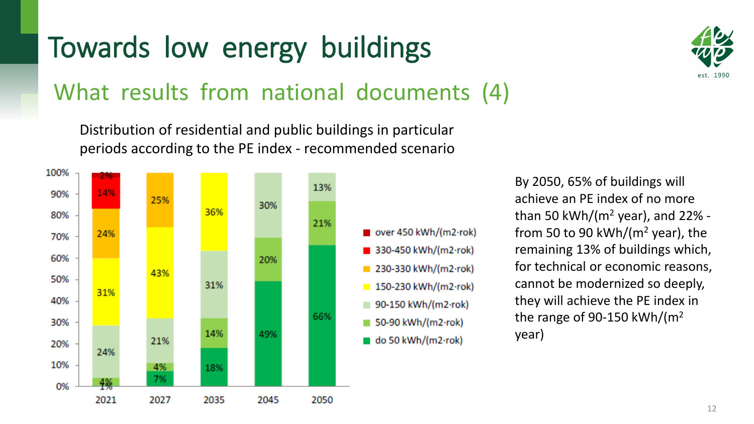# Towards low energy buildings

## What results from national documents (4)

Distribution of residential and public buildings in particular periods according to the PE index - recommended scenario

| PE index | 2021 | 2027 | 2035 | 2045 | 2050 |
| --- | --- | --- | --- | --- | --- |
| over 450 kWh/(m2·rok) | 2% | | | | |
| 330-450 kWh/(m2·rok) | 14% | | | | |
| 230-330 kWh/(m2·rok) | 24% | 25% | | | |
| 150-230 kWh/(m2·rok) | 31% | 43% | 36% | | |
| 90-150 kWh/(m2·rok) | 24% | 21% | 31% | 30% | 13% |
| 50-90 kWh/(m2·rok) | 4% | 4% | 14% | 20% | 21% |
| do 50 kWh/(m2·rok) | 1% | 7% | 18% | 49% | 66% |

By 2050, 65% of buildings will achieve an PE index of no more than 50 kWh/($m^2$ year), and 22% - from 50 to 90 kWh/($m^2$ year), the remaining 13% of buildings which, for technical or economic reasons, cannot be modernized so deeply, they will achieve the PE index in the range of 90-150 kWh/($m^2$ year)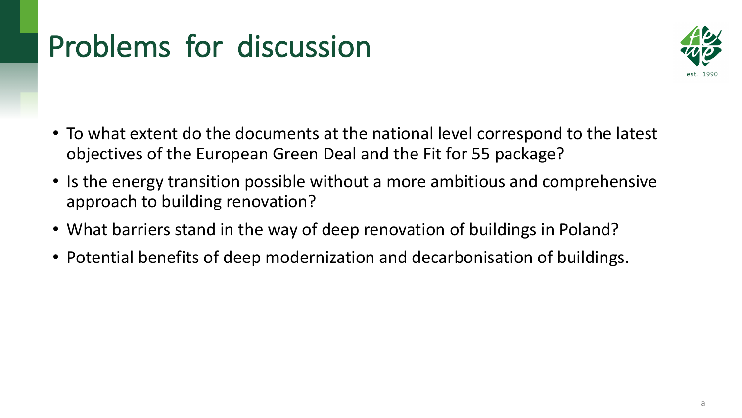# Problems for discussion

- To what extent do the documents at the national level correspond to the latest objectives of the European Green Deal and the Fit for 55 package?
- Is the energy transition possible without a more ambitious and comprehensive approach to building renovation?
- What barriers stand in the way of deep renovation of buildings in Poland?
- Potential benefits of deep modernization and decarbonisation of buildings.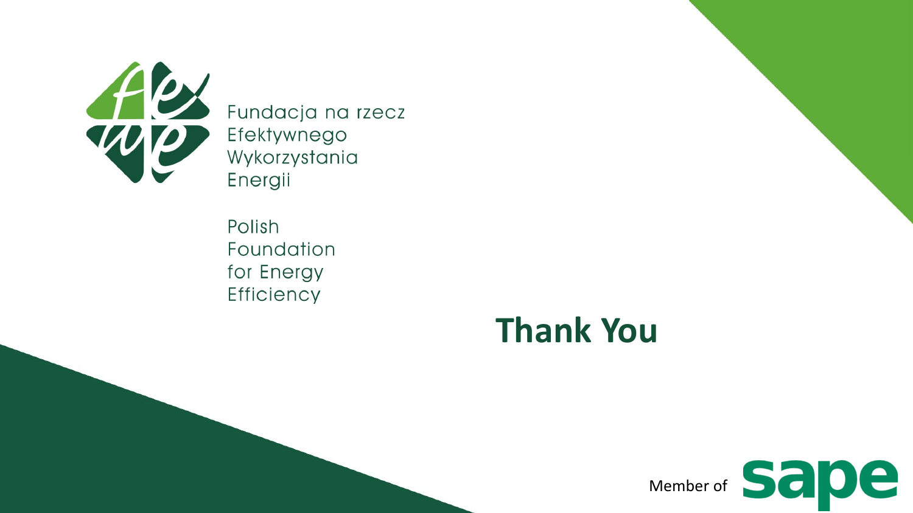Fundacja na rzecz Efektywnego Wykorzystania Energii

Polish Foundation for Energy Efficiency

# Thank You

Member of sape